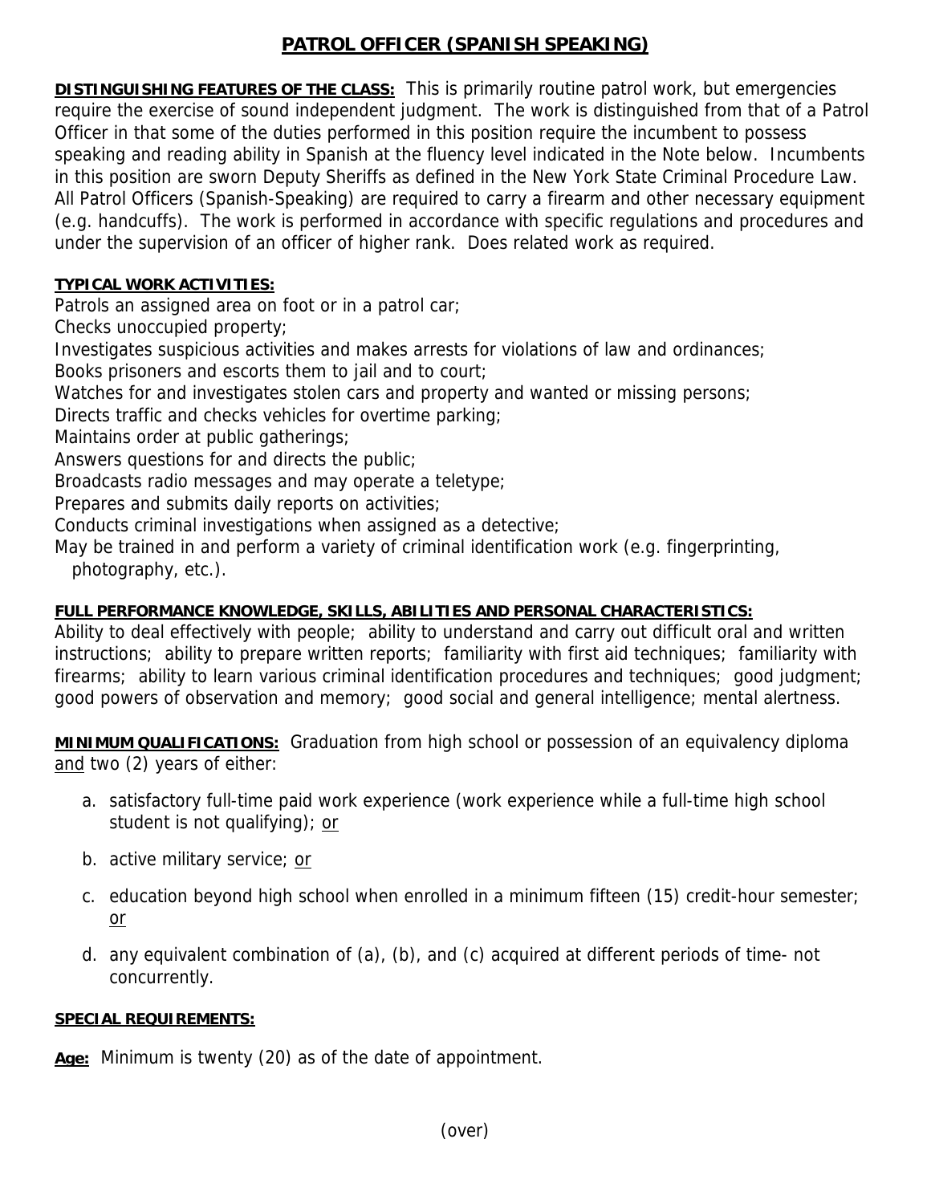# PATROL OFFICER (SPANISH SPEAKING)

**DISTINGUISHING FEATURES OF THE CLASS:** This is primarily routine patrol work, but emergencies require the exercise of sound independent judgment. The work is distinguished from that of a Patrol Officer in that some of the duties performed in this position require the incumbent to possess speaking and reading ability in Spanish at the fluency level indicated in the Note below. Incumbents in this position are sworn Deputy Sheriffs as defined in the New York State Criminal Procedure Law. All Patrol Officers (Spanish-Speaking) are required to carry a firearm and other necessary equipment (e.g. handcuffs). The work is performed in accordance with specific regulations and procedures and under the supervision of an officer of higher rank. Does related work as required.

**TYPICAL WORK ACTIVITIES:**

Patrols an assigned area on foot or in a patrol car;
Checks unoccupied property;
Investigates suspicious activities and makes arrests for violations of law and ordinances;
Books prisoners and escorts them to jail and to court;
Watches for and investigates stolen cars and property and wanted or missing persons;
Directs traffic and checks vehicles for overtime parking;
Maintains order at public gatherings;
Answers questions for and directs the public;
Broadcasts radio messages and may operate a teletype;
Prepares and submits daily reports on activities;
Conducts criminal investigations when assigned as a detective;
May be trained in and perform a variety of criminal identification work (e.g. fingerprinting, photography, etc.).

**FULL PERFORMANCE KNOWLEDGE, SKILLS, ABILITIES AND PERSONAL CHARACTERISTICS:**
Ability to deal effectively with people; ability to understand and carry out difficult oral and written instructions; ability to prepare written reports; familiarity with first aid techniques; familiarity with firearms; ability to learn various criminal identification procedures and techniques; good judgment; good powers of observation and memory; good social and general intelligence; mental alertness.

**MINIMUM QUALIFICATIONS:** Graduation from high school or possession of an equivalency diploma and two (2) years of either:

a. satisfactory full-time paid work experience (work experience while a full-time high school student is not qualifying); or

b. active military service; or

c. education beyond high school when enrolled in a minimum fifteen (15) credit-hour semester; or

d. any equivalent combination of (a), (b), and (c) acquired at different periods of time- not concurrently.

**SPECIAL REQUIREMENTS:**

**Age:** Minimum is twenty (20) as of the date of appointment.

(over)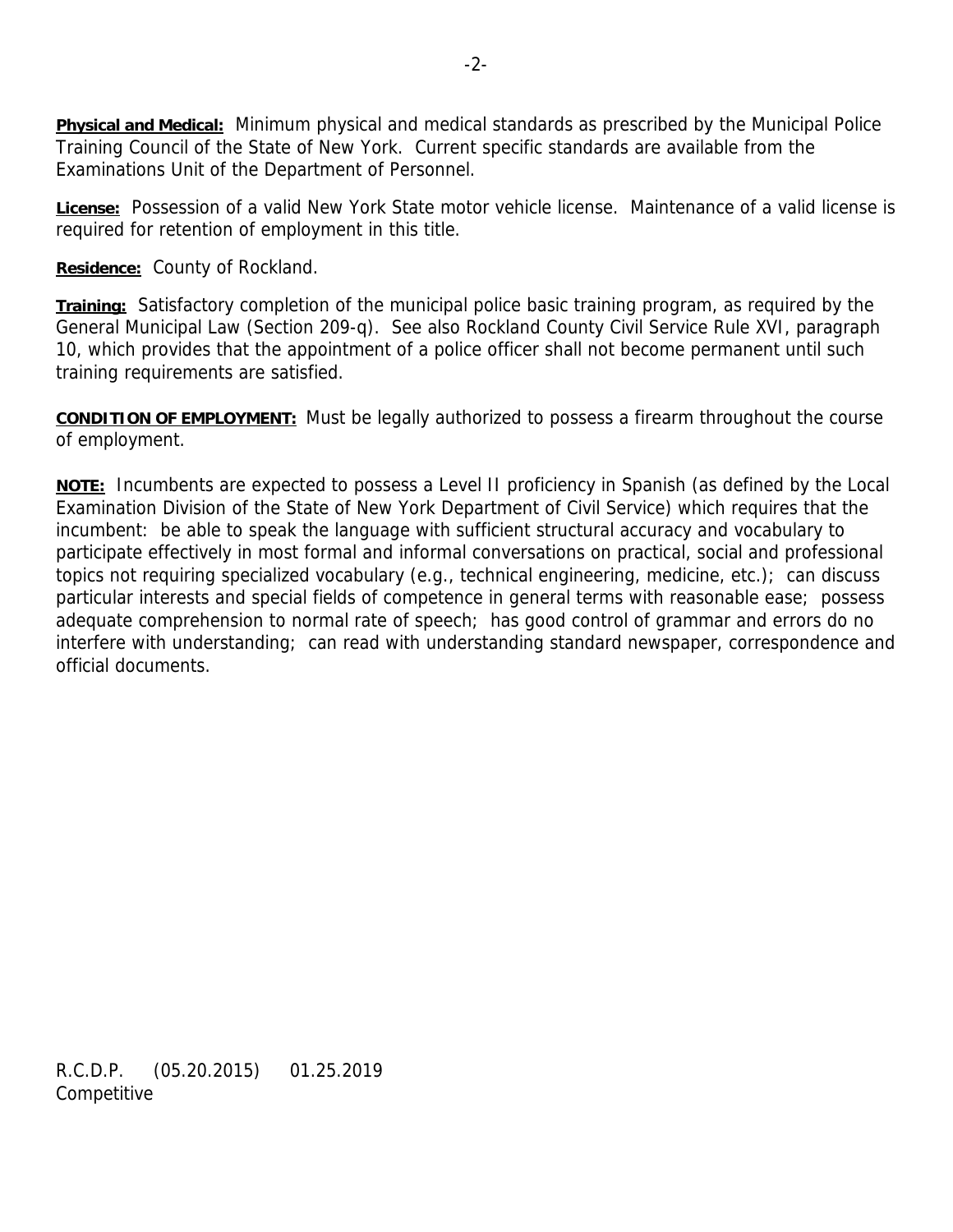**Physical and Medical:** Minimum physical and medical standards as prescribed by the Municipal Police Training Council of the State of New York. Current specific standards are available from the Examinations Unit of the Department of Personnel.

**License:** Possession of a valid New York State motor vehicle license. Maintenance of a valid license is required for retention of employment in this title.

**Residence:** County of Rockland.

**Training:** Satisfactory completion of the municipal police basic training program, as required by the General Municipal Law (Section 209-q). See also Rockland County Civil Service Rule XVI, paragraph 10, which provides that the appointment of a police officer shall not become permanent until such training requirements are satisfied.

**CONDITION OF EMPLOYMENT:** Must be legally authorized to possess a firearm throughout the course of employment.

**NOTE:** Incumbents are expected to possess a Level II proficiency in Spanish (as defined by the Local Examination Division of the State of New York Department of Civil Service) which requires that the incumbent: be able to speak the language with sufficient structural accuracy and vocabulary to participate effectively in most formal and informal conversations on practical, social and professional topics not requiring specialized vocabulary (e.g., technical engineering, medicine, etc.); can discuss particular interests and special fields of competence in general terms with reasonable ease; possess adequate comprehension to normal rate of speech; has good control of grammar and errors do no interfere with understanding; can read with understanding standard newspaper, correspondence and official documents.

R.C.D.P. (05.20.2015) 01.25.2019
Competitive